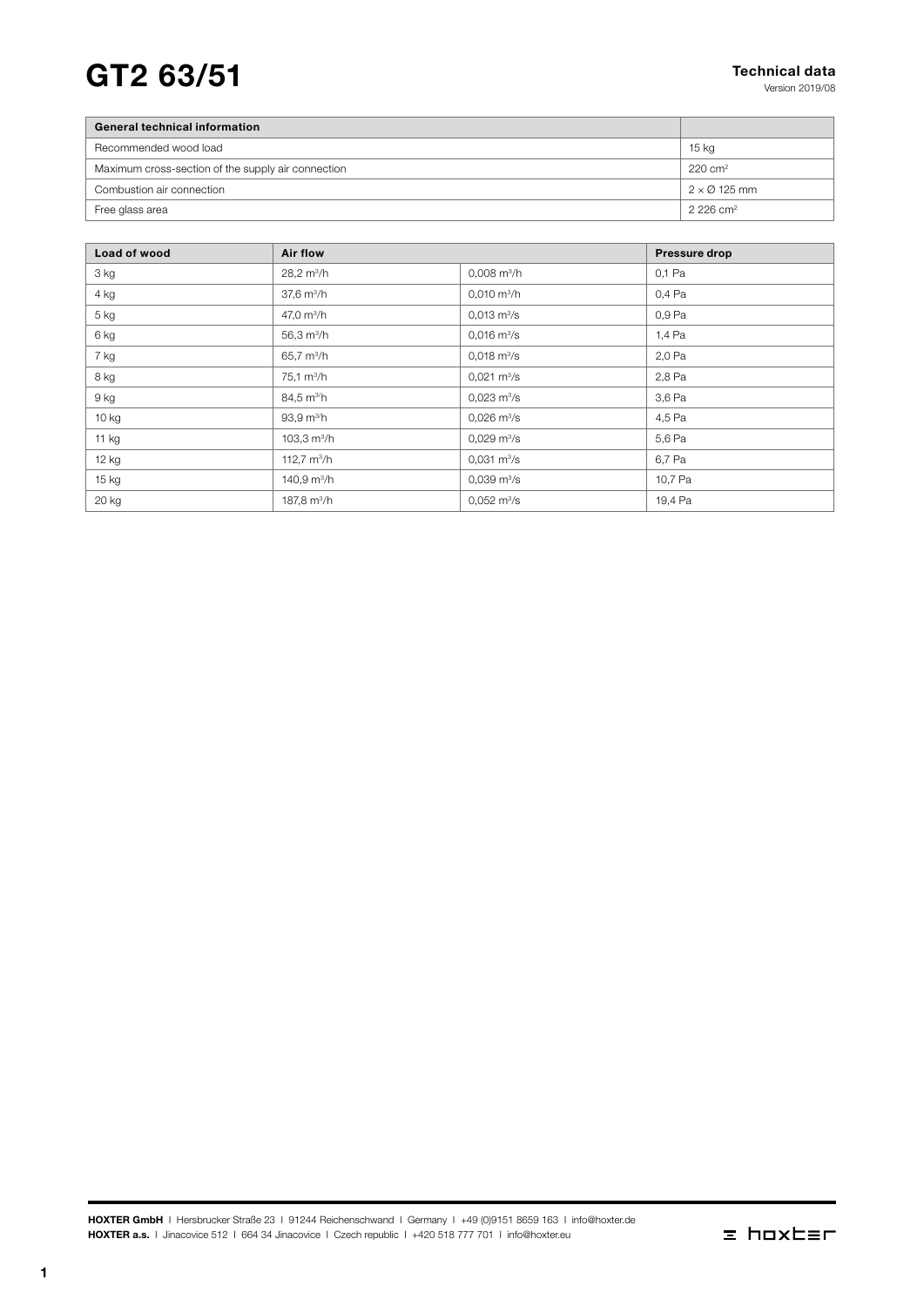# GT2 63/51

**Technical data**
Version 2019/08

| General technical information | |
|---|---|
| Recommended wood load | 15 kg |
| Maximum cross-section of the supply air connection | 220 cm² |
| Combustion air connection | 2 × Ø 125 mm |
| Free glass area | 2 226 cm² |

| Load of wood | Air flow | | Pressure drop |
|---|---|---|---|
| 3 kg | 28,2 m³/h | 0,008 m³/h | 0,1 Pa |
| 4 kg | 37,6 m³/h | 0,010 m³/h | 0,4 Pa |
| 5 kg | 47,0 m³/h | 0,013 m³/s | 0,9 Pa |
| 6 kg | 56,3 m³/h | 0,016 m³/s | 1,4 Pa |
| 7 kg | 65,7 m³/h | 0,018 m³/s | 2,0 Pa |
| 8 kg | 75,1 m³/h | 0,021 m³/s | 2,8 Pa |
| 9 kg | 84,5 m³h | 0,023 m³/s | 3,6 Pa |
| 10 kg | 93,9 m³h | 0,026 m³/s | 4,5 Pa |
| 11 kg | 103,3 m³/h | 0,029 m³/s | 5,6 Pa |
| 12 kg | 112,7 m³/h | 0,031 m³/s | 6,7 Pa |
| 15 kg | 140,9 m³/h | 0,039 m³/s | 10,7 Pa |
| 20 kg | 187,8 m³/h | 0,052 m³/s | 19,4 Pa |

**HOXTER GmbH** I Hersbrucker Straße 23 I 91244 Reichenschwand I Germany I +49 (0)9151 8659 163 I info@hoxter.de
**HOXTER a.s.** I Jinacovice 512 I 664 34 Jinacovice I Czech republic I +420 518 777 701 I info@hoxter.eu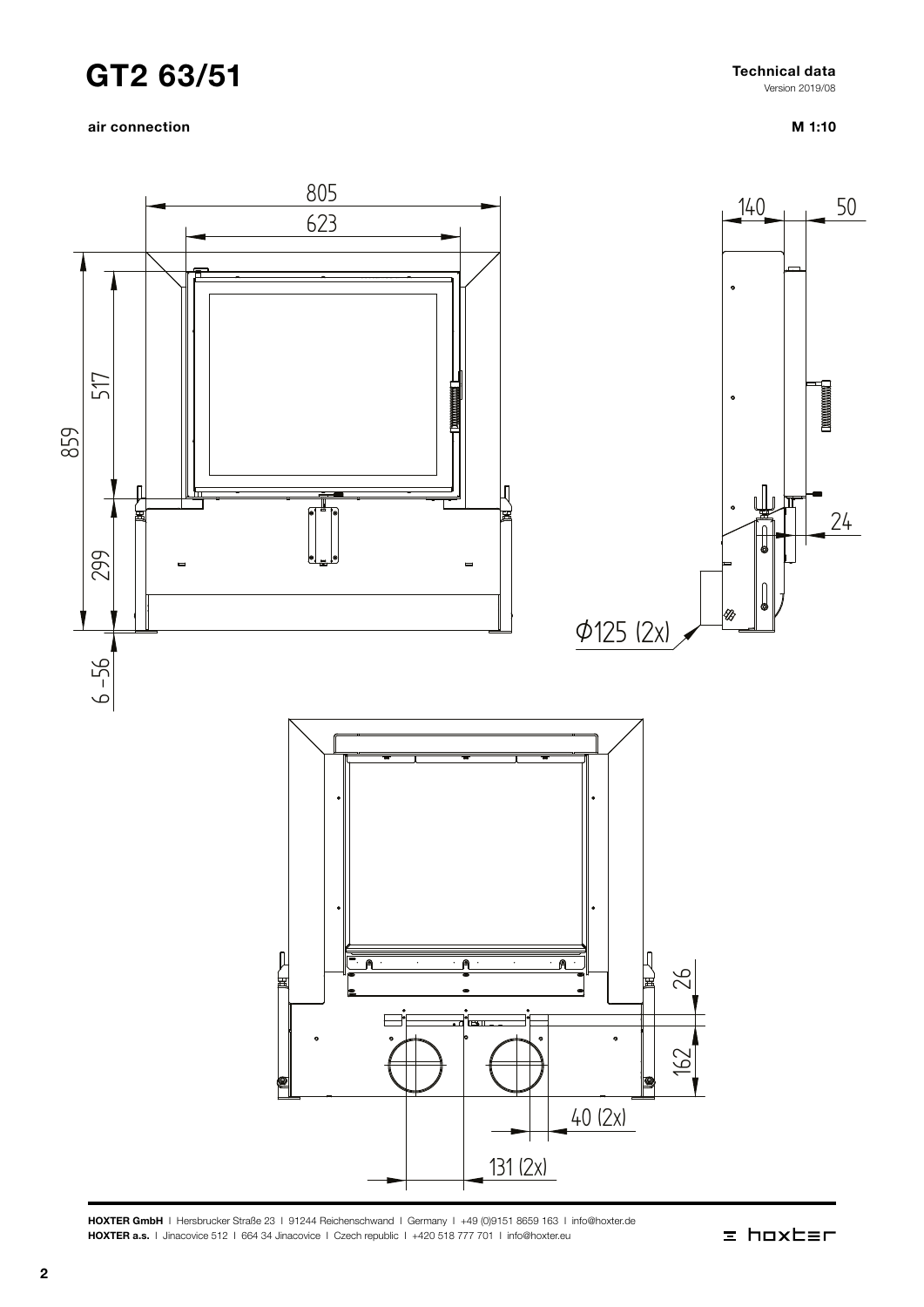# GT2 63/51

**Technical data**
Version 2019/08

**air connection**

**M 1:10**

805

623

859

517

299

6 – 56

140

50

24

Ø125 (2x)

26

162

40 (2x)

131 (2x)

**HOXTER GmbH** | Hersbrucker Straße 23 | 91244 Reichenschwand | Germany | +49 (0)9151 8659 163 | info@hoxter.de
**HOXTER a.s.** | Jinacovice 512 | 664 34 Jinacovice | Czech republic | +420 518 777 701 | info@hoxter.eu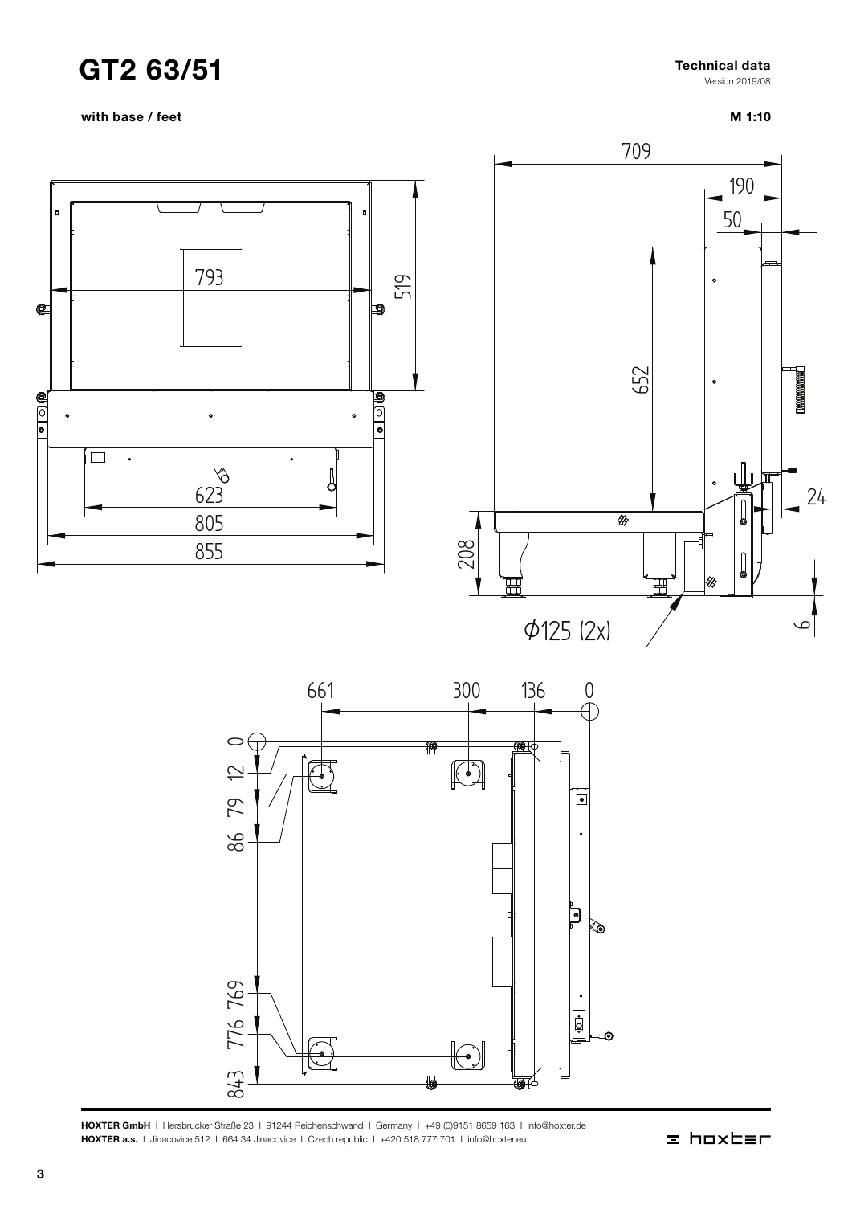# GT2 63/51

**Technical data**
Version 2019/08

**with base / feet**

**M 1:10**

793

519

623

805

855

709

190

50

652

24

208

6

Ø125 (2x)

661 300 136 0

0

12

79

86

769

776

843

**HOXTER GmbH** | Hersbrucker Straße 23 | 91244 Reichenschwand | Germany | +49 (0)9151 8659 163 | info@hoxter.de
**HOXTER a.s.** | Jinacovice 512 | 664 34 Jinacovice | Czech republic | +420 518 777 701 | info@hoxter.eu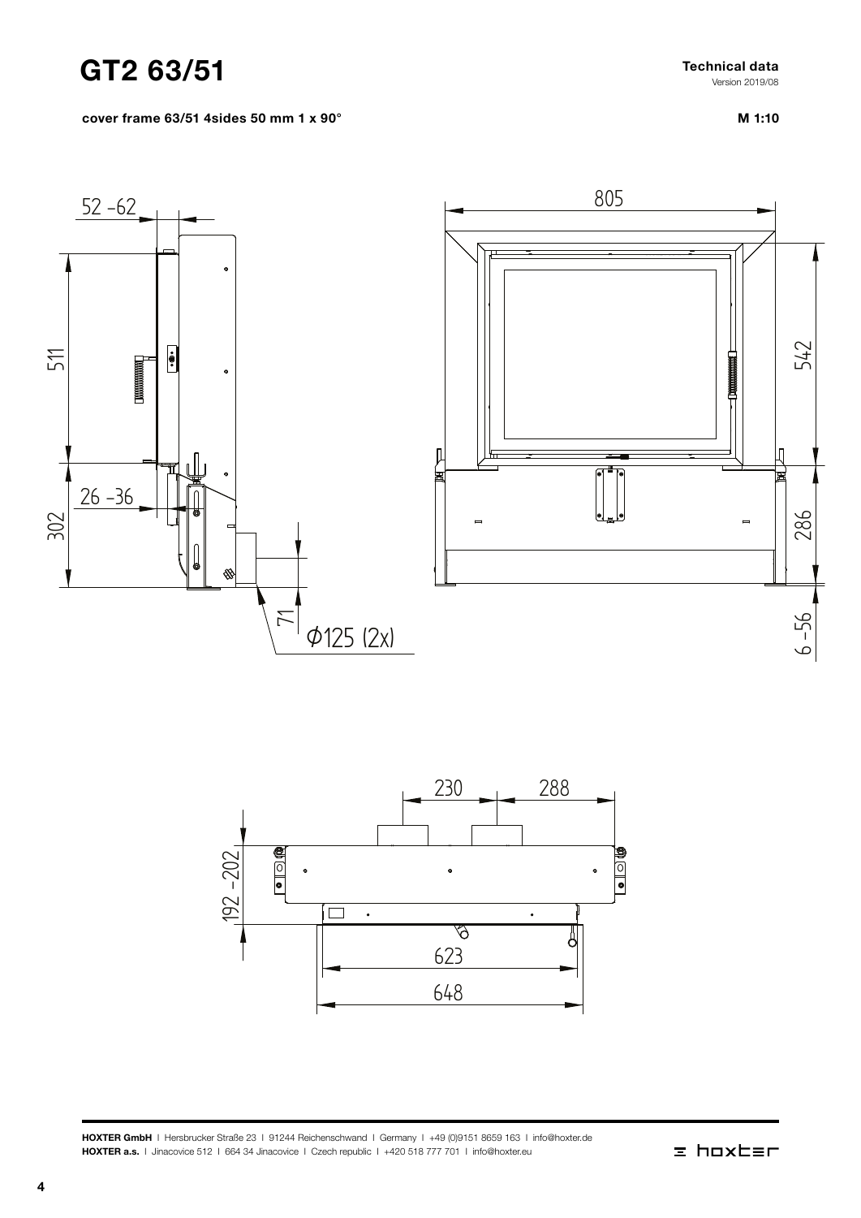# GT2 63/51

**Technical data**
Version 2019/08

**cover frame 63/51 4sides 50 mm 1 x 90°**

**M 1:10**

52 - 62

511

26 - 36

302

71

Ø125 (2x)

805

542

286

6 - 56

230

288

192 - 202

623

648

**HOXTER GmbH** I Hersbrucker Straße 23 I 91244 Reichenschwand I Germany I +49 (0)9151 8659 163 I info@hoxter.de
**HOXTER a.s.** I Jinacovice 512 I 664 34 Jinacovice I Czech republic I +420 518 777 701 I info@hoxter.eu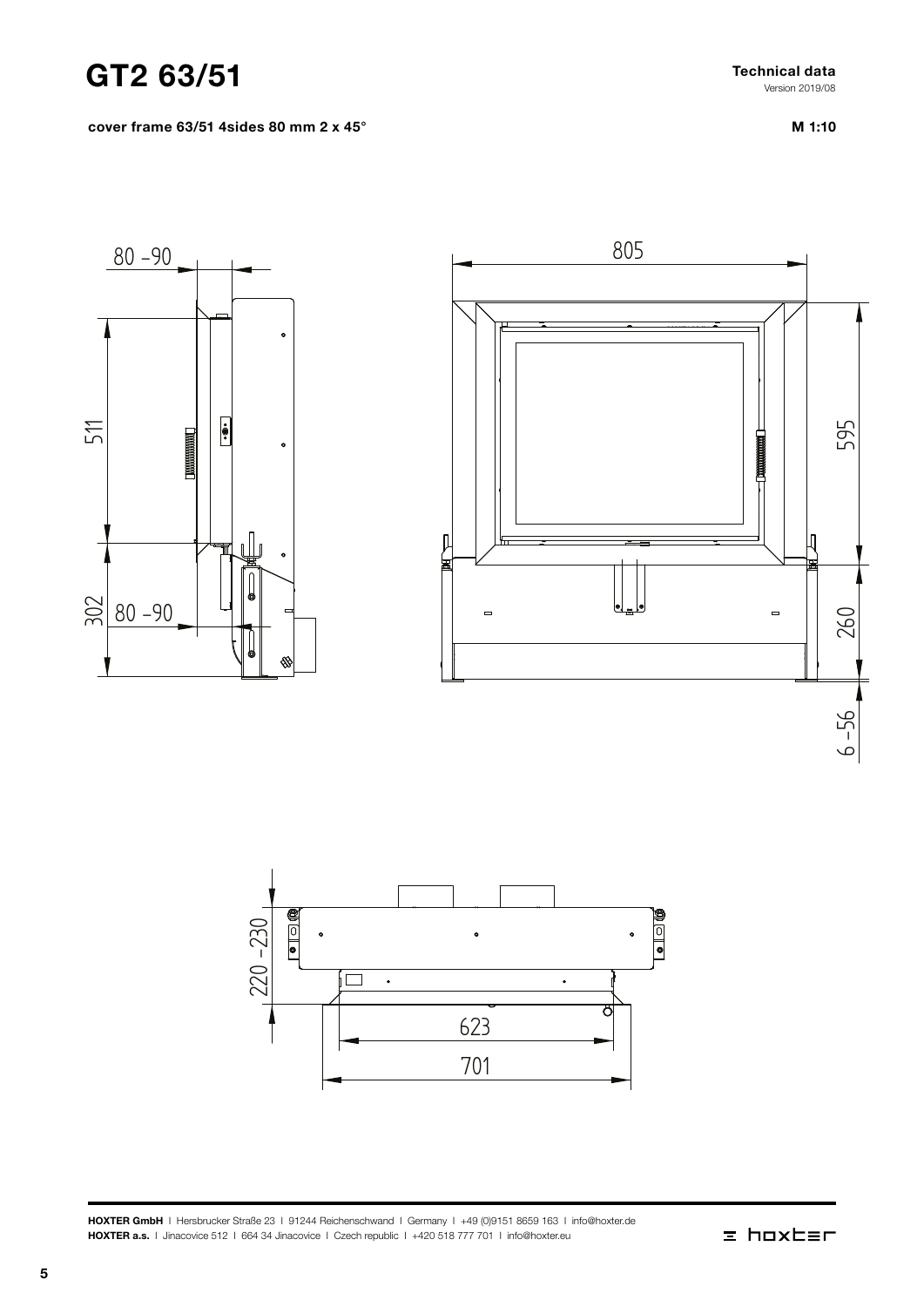# GT2 63/51

**Technical data**
Version 2019/08

**cover frame 63/51 4sides 80 mm 2 x 45°**

**M 1:10**

80 –90

511

302

80 –90

805

595

260

6 –56

220 –230

623

701

**HOXTER GmbH** I Hersbrucker Straße 23 I 91244 Reichenschwand I Germany I +49 (0)9151 8659 163 I info@hoxter.de
**HOXTER a.s.** I Jinacovice 512 I 664 34 Jinacovice I Czech republic I +420 518 777 701 I info@hoxter.eu